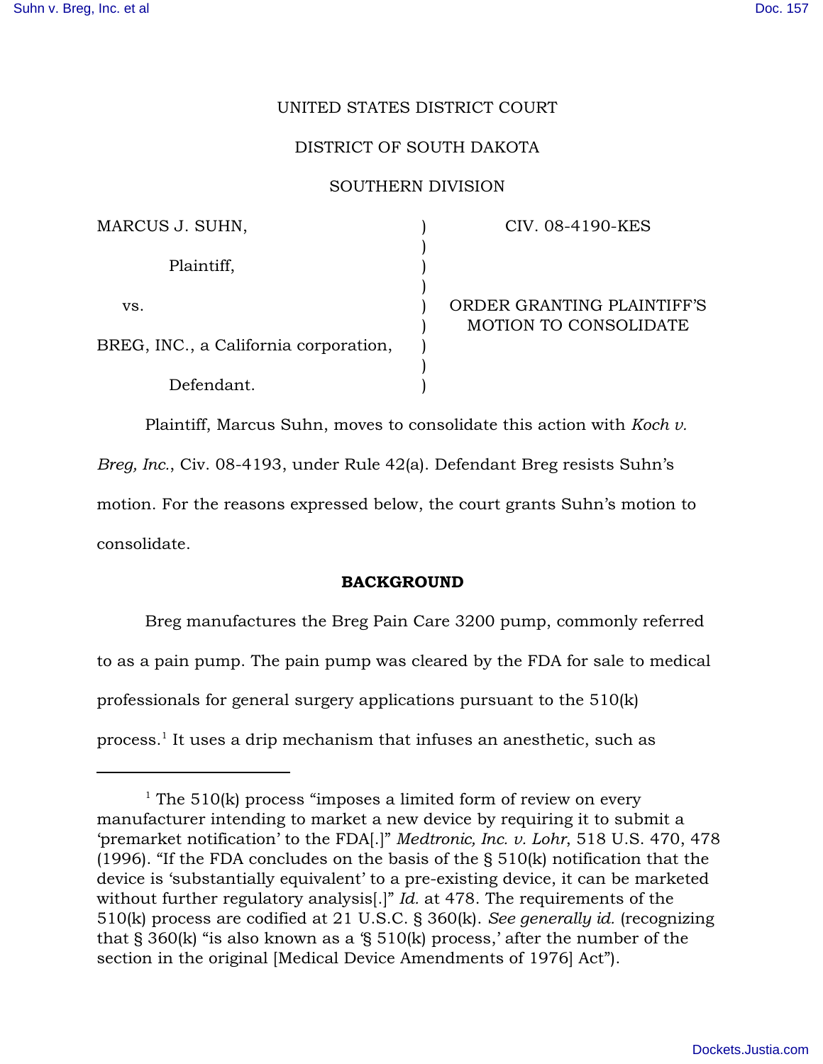UNITED STATES DISTRICT COURT

DISTRICT OF SOUTH DAKOTA

SOUTHERN DIVISION

| | | |
|---|---|---|
| MARCUS J. SUHN, | ) | CIV. 08-4190-KES |
| | ) | |
| Plaintiff, | ) | |
| | ) | |
| vs. | ) | ORDER GRANTING PLAINTIFF'S |
| | ) | MOTION TO CONSOLIDATE |
| BREG, INC., a California corporation, | ) | |
| | ) | |
| Defendant. | ) | |

Plaintiff, Marcus Suhn, moves to consolidate this action with *Koch v. Breg, Inc.*, Civ. 08-4193, under Rule 42(a). Defendant Breg resists Suhn's motion. For the reasons expressed below, the court grants Suhn's motion to consolidate.

**BACKGROUND**

Breg manufactures the Breg Pain Care 3200 pump, commonly referred to as a pain pump. The pain pump was cleared by the FDA for sale to medical professionals for general surgery applications pursuant to the 510(k) process.[1] It uses a drip mechanism that infuses an anesthetic, such as

---

[1] The 510(k) process "imposes a limited form of review on every manufacturer intending to market a new device by requiring it to submit a 'premarket notification' to the FDA[.]" *Medtronic, Inc. v. Lohr*, 518 U.S. 470, 478 (1996). "If the FDA concludes on the basis of the § 510(k) notification that the device is 'substantially equivalent' to a pre-existing device, it can be marketed without further regulatory analysis[.]" *Id.* at 478. The requirements of the 510(k) process are codified at 21 U.S.C. § 360(k). *See generally id.* (recognizing that § 360(k) "is also known as a '§ 510(k) process,' after the number of the section in the original [Medical Device Amendments of 1976] Act").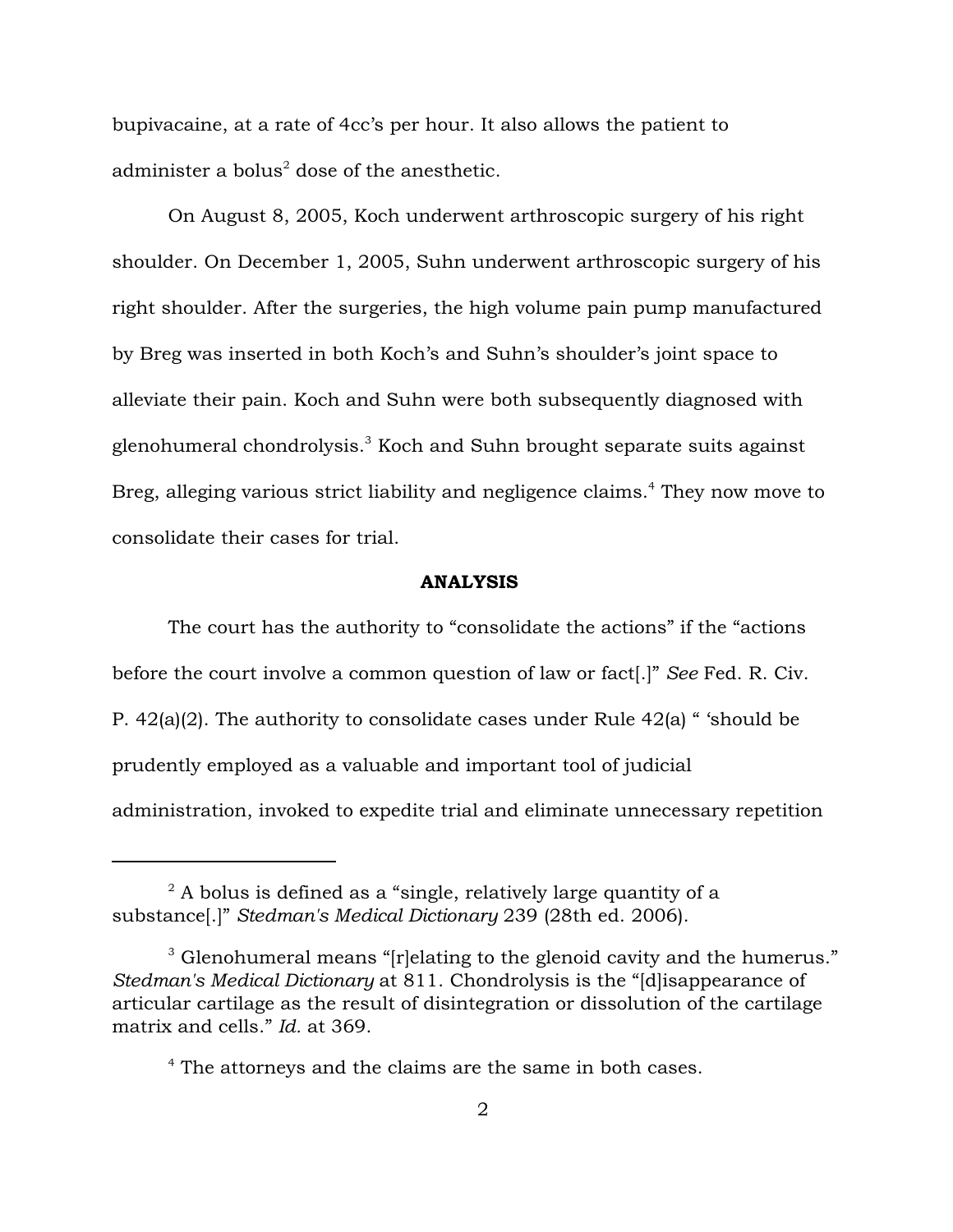bupivacaine, at a rate of 4cc's per hour. It also allows the patient to administer a bolus[2] dose of the anesthetic.

On August 8, 2005, Koch underwent arthroscopic surgery of his right shoulder. On December 1, 2005, Suhn underwent arthroscopic surgery of his right shoulder. After the surgeries, the high volume pain pump manufactured by Breg was inserted in both Koch's and Suhn's shoulder's joint space to alleviate their pain. Koch and Suhn were both subsequently diagnosed with glenohumeral chondrolysis.[3] Koch and Suhn brought separate suits against Breg, alleging various strict liability and negligence claims.[4] They now move to consolidate their cases for trial.

**ANALYSIS**

The court has the authority to "consolidate the actions" if the "actions before the court involve a common question of law or fact[.]" *See* Fed. R. Civ. P. 42(a)(2). The authority to consolidate cases under Rule 42(a) " 'should be prudently employed as a valuable and important tool of judicial administration, invoked to expedite trial and eliminate unnecessary repetition

---

[2] A bolus is defined as a "single, relatively large quantity of a substance[.]" *Stedman's Medical Dictionary* 239 (28th ed. 2006).

[3] Glenohumeral means "[r]elating to the glenoid cavity and the humerus." *Stedman's Medical Dictionary* at 811. Chondrolysis is the "[d]isappearance of articular cartilage as the result of disintegration or dissolution of the cartilage matrix and cells." *Id.* at 369.

[4] The attorneys and the claims are the same in both cases.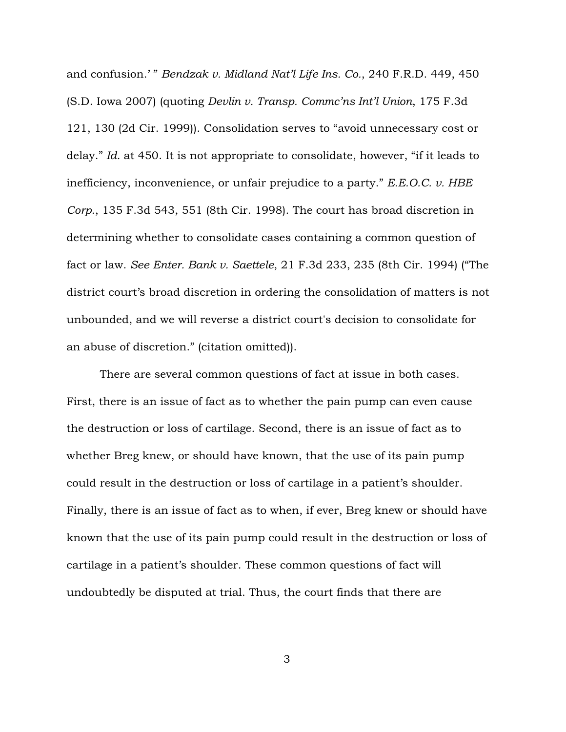and confusion.' " *Bendzak v. Midland Nat'l Life Ins. Co.*, 240 F.R.D. 449, 450 (S.D. Iowa 2007) (quoting *Devlin v. Transp. Commc'ns Int'l Union*, 175 F.3d 121, 130 (2d Cir. 1999)). Consolidation serves to "avoid unnecessary cost or delay." *Id.* at 450. It is not appropriate to consolidate, however, "if it leads to inefficiency, inconvenience, or unfair prejudice to a party." *E.E.O.C. v. HBE Corp.*, 135 F.3d 543, 551 (8th Cir. 1998). The court has broad discretion in determining whether to consolidate cases containing a common question of fact or law. *See Enter. Bank v. Saettele*, 21 F.3d 233, 235 (8th Cir. 1994) ("The district court's broad discretion in ordering the consolidation of matters is not unbounded, and we will reverse a district court's decision to consolidate for an abuse of discretion." (citation omitted)).

There are several common questions of fact at issue in both cases. First, there is an issue of fact as to whether the pain pump can even cause the destruction or loss of cartilage. Second, there is an issue of fact as to whether Breg knew, or should have known, that the use of its pain pump could result in the destruction or loss of cartilage in a patient's shoulder. Finally, there is an issue of fact as to when, if ever, Breg knew or should have known that the use of its pain pump could result in the destruction or loss of cartilage in a patient's shoulder. These common questions of fact will undoubtedly be disputed at trial. Thus, the court finds that there are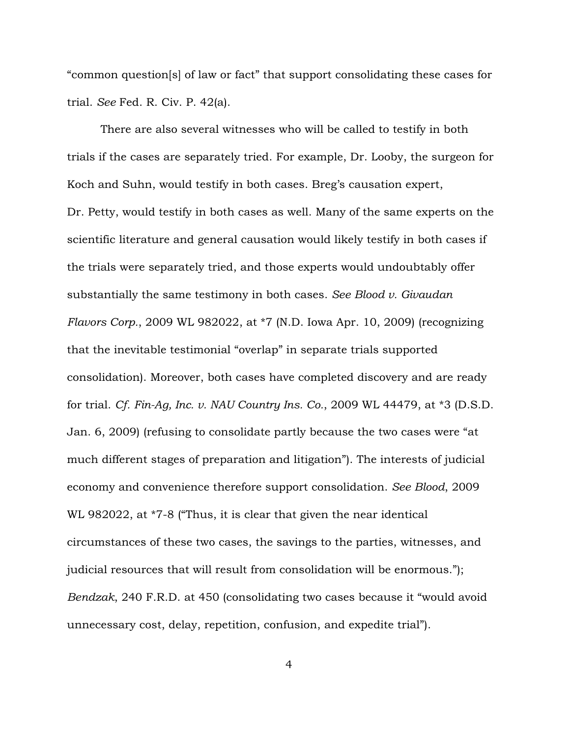"common question[s] of law or fact" that support consolidating these cases for trial. *See* Fed. R. Civ. P. 42(a).

There are also several witnesses who will be called to testify in both trials if the cases are separately tried. For example, Dr. Looby, the surgeon for Koch and Suhn, would testify in both cases. Breg's causation expert, Dr. Petty, would testify in both cases as well. Many of the same experts on the scientific literature and general causation would likely testify in both cases if the trials were separately tried, and those experts would undoubtably offer substantially the same testimony in both cases. *See Blood v. Givaudan Flavors Corp.*, 2009 WL 982022, at *7 (N.D. Iowa Apr. 10, 2009) (recognizing that the inevitable testimonial "overlap" in separate trials supported consolidation). Moreover, both cases have completed discovery and are ready for trial. *Cf. Fin-Ag, Inc. v. NAU Country Ins. Co.*, 2009 WL 44479, at *3 (D.S.D. Jan. 6, 2009) (refusing to consolidate partly because the two cases were "at much different stages of preparation and litigation"). The interests of judicial economy and convenience therefore support consolidation. *See Blood*, 2009 WL 982022, at *7-8 ("Thus, it is clear that given the near identical circumstances of these two cases, the savings to the parties, witnesses, and judicial resources that will result from consolidation will be enormous."); *Bendzak*, 240 F.R.D. at 450 (consolidating two cases because it "would avoid unnecessary cost, delay, repetition, confusion, and expedite trial").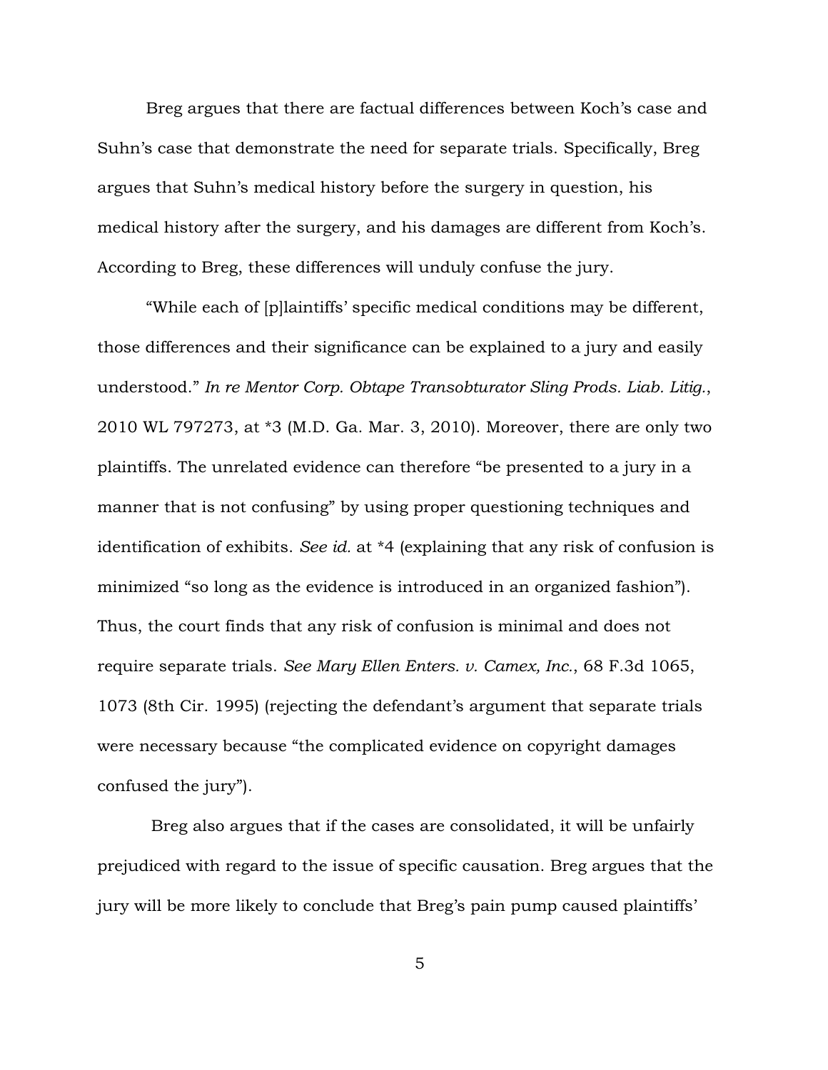Breg argues that there are factual differences between Koch's case and Suhn's case that demonstrate the need for separate trials. Specifically, Breg argues that Suhn's medical history before the surgery in question, his medical history after the surgery, and his damages are different from Koch's. According to Breg, these differences will unduly confuse the jury.

"While each of [p]laintiffs' specific medical conditions may be different, those differences and their significance can be explained to a jury and easily understood." *In re Mentor Corp. Obtape Transobturator Sling Prods. Liab. Litig.*, 2010 WL 797273, at *3 (M.D. Ga. Mar. 3, 2010). Moreover, there are only two plaintiffs. The unrelated evidence can therefore "be presented to a jury in a manner that is not confusing" by using proper questioning techniques and identification of exhibits. *See id.* at *4 (explaining that any risk of confusion is minimized "so long as the evidence is introduced in an organized fashion"). Thus, the court finds that any risk of confusion is minimal and does not require separate trials. *See Mary Ellen Enters. v. Camex, Inc.*, 68 F.3d 1065, 1073 (8th Cir. 1995) (rejecting the defendant's argument that separate trials were necessary because "the complicated evidence on copyright damages confused the jury").

Breg also argues that if the cases are consolidated, it will be unfairly prejudiced with regard to the issue of specific causation. Breg argues that the jury will be more likely to conclude that Breg's pain pump caused plaintiffs'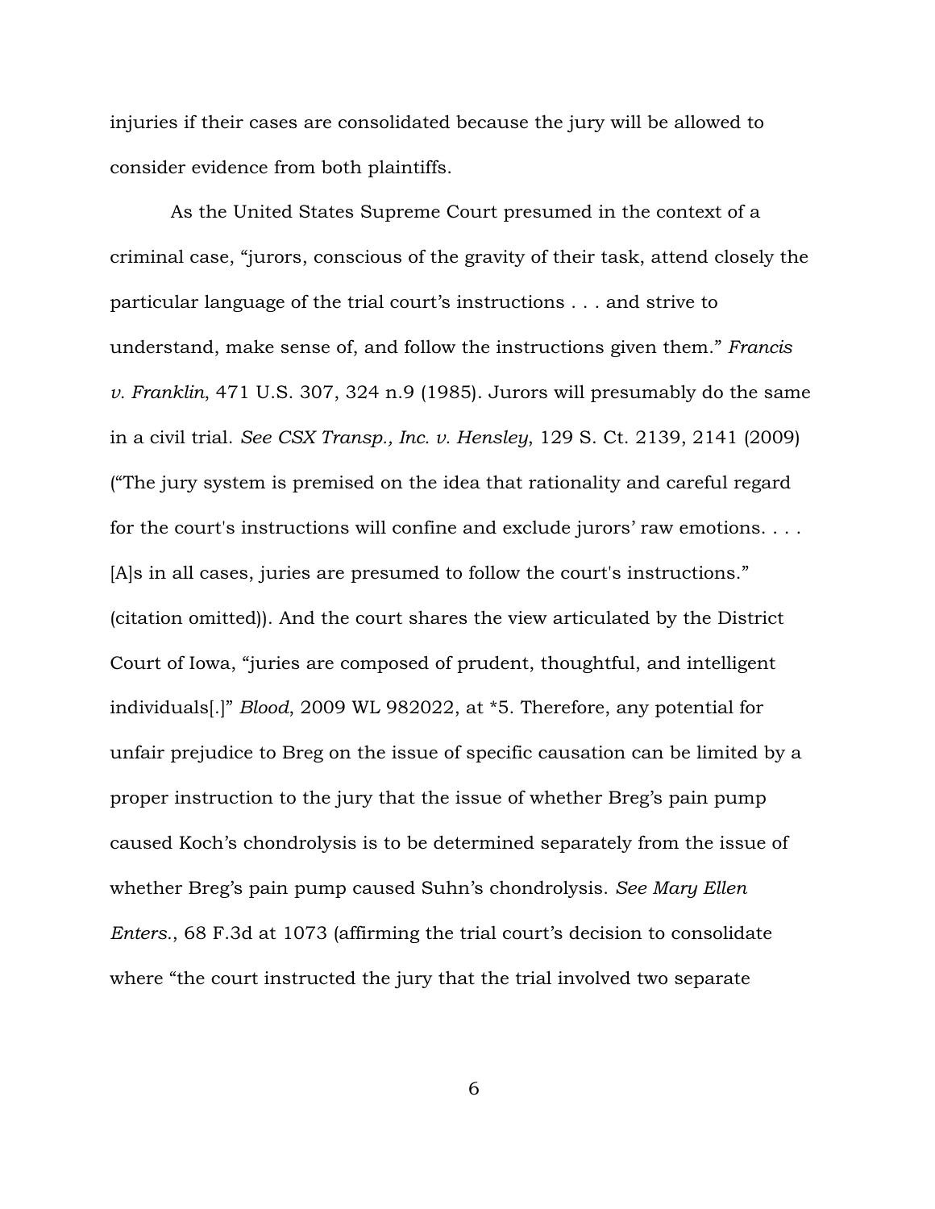injuries if their cases are consolidated because the jury will be allowed to consider evidence from both plaintiffs.

As the United States Supreme Court presumed in the context of a criminal case, "jurors, conscious of the gravity of their task, attend closely the particular language of the trial court's instructions . . . and strive to understand, make sense of, and follow the instructions given them." *Francis v. Franklin*, 471 U.S. 307, 324 n.9 (1985). Jurors will presumably do the same in a civil trial. *See CSX Transp., Inc. v. Hensley*, 129 S. Ct. 2139, 2141 (2009) ("The jury system is premised on the idea that rationality and careful regard for the court's instructions will confine and exclude jurors' raw emotions. . . . [A]s in all cases, juries are presumed to follow the court's instructions." (citation omitted)). And the court shares the view articulated by the District Court of Iowa, "juries are composed of prudent, thoughtful, and intelligent individuals[.]" *Blood*, 2009 WL 982022, at *5. Therefore, any potential for unfair prejudice to Breg on the issue of specific causation can be limited by a proper instruction to the jury that the issue of whether Breg's pain pump caused Koch's chondrolysis is to be determined separately from the issue of whether Breg's pain pump caused Suhn's chondrolysis. *See Mary Ellen Enters.*, 68 F.3d at 1073 (affirming the trial court's decision to consolidate where "the court instructed the jury that the trial involved two separate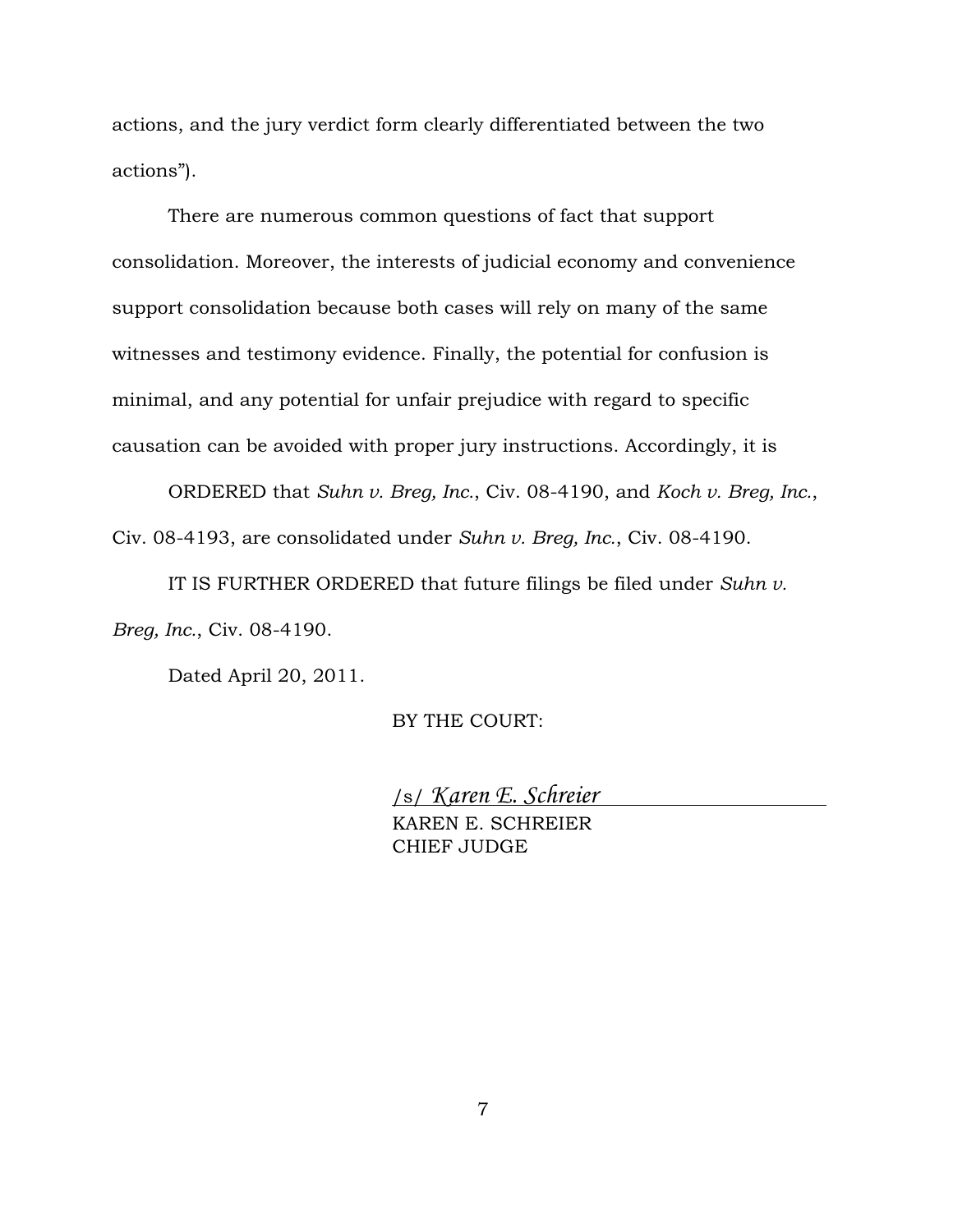actions, and the jury verdict form clearly differentiated between the two actions").

There are numerous common questions of fact that support consolidation. Moreover, the interests of judicial economy and convenience support consolidation because both cases will rely on many of the same witnesses and testimony evidence. Finally, the potential for confusion is minimal, and any potential for unfair prejudice with regard to specific causation can be avoided with proper jury instructions. Accordingly, it is

ORDERED that *Suhn v. Breg, Inc.*, Civ. 08-4190, and *Koch v. Breg, Inc.*, Civ. 08-4193, are consolidated under *Suhn v. Breg, Inc.*, Civ. 08-4190.

IT IS FURTHER ORDERED that future filings be filed under *Suhn v. Breg, Inc.*, Civ. 08-4190.

Dated April 20, 2011.

BY THE COURT:

/s/ *Karen E. Schreier*
KAREN E. SCHREIER
CHIEF JUDGE